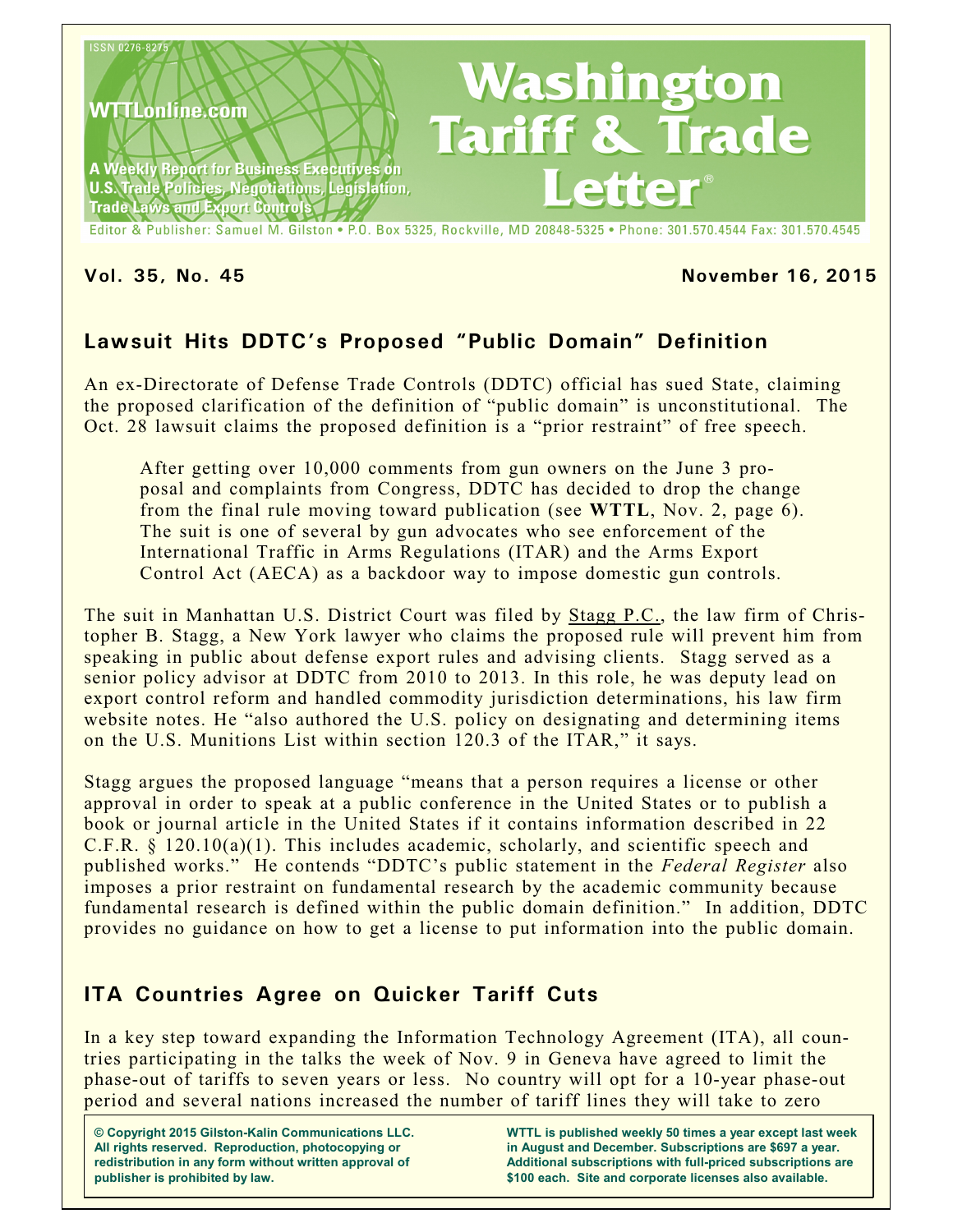ISSN 0276-8275

WTTLonline.com

A Weekly Report for Business Executives on U.S. Trade Policies, Negotiations, Legislation, Trade Laws and Export Controls

# Washington Tariff & Trade Letter®

Editor & Publisher: Samuel M. Gilston • P.O. Box 5325, Rockville, MD 20848-5325 • Phone: 301.570.4544 Fax: 301.570.4545

**Vol. 35, No. 45** **November 16, 2015**

## Lawsuit Hits DDTC's Proposed "Public Domain" Definition

An ex-Directorate of Defense Trade Controls (DDTC) official has sued State, claiming the proposed clarification of the definition of "public domain" is unconstitutional. The Oct. 28 lawsuit claims the proposed definition is a "prior restraint" of free speech.

> After getting over 10,000 comments from gun owners on the June 3 proposal and complaints from Congress, DDTC has decided to drop the change from the final rule moving toward publication (see **WTTL**, Nov. 2, page 6). The suit is one of several by gun advocates who see enforcement of the International Traffic in Arms Regulations (ITAR) and the Arms Export Control Act (AECA) as a backdoor way to impose domestic gun controls.

The suit in Manhattan U.S. District Court was filed by Stagg P.C., the law firm of Christopher B. Stagg, a New York lawyer who claims the proposed rule will prevent him from speaking in public about defense export rules and advising clients. Stagg served as a senior policy advisor at DDTC from 2010 to 2013. In this role, he was deputy lead on export control reform and handled commodity jurisdiction determinations, his law firm website notes. He "also authored the U.S. policy on designating and determining items on the U.S. Munitions List within section 120.3 of the ITAR," it says.

Stagg argues the proposed language "means that a person requires a license or other approval in order to speak at a public conference in the United States or to publish a book or journal article in the United States if it contains information described in 22 C.F.R. § 120.10(a)(1). This includes academic, scholarly, and scientific speech and published works." He contends "DDTC's public statement in the *Federal Register* also imposes a prior restraint on fundamental research by the academic community because fundamental research is defined within the public domain definition." In addition, DDTC provides no guidance on how to get a license to put information into the public domain.

## ITA Countries Agree on Quicker Tariff Cuts

In a key step toward expanding the Information Technology Agreement (ITA), all countries participating in the talks the week of Nov. 9 in Geneva have agreed to limit the phase-out of tariffs to seven years or less. No country will opt for a 10-year phase-out period and several nations increased the number of tariff lines they will take to zero

**© Copyright 2015 Gilston-Kalin Communications LLC. All rights reserved. Reproduction, photocopying or redistribution in any form without written approval of publisher is prohibited by law.**

**WTTL is published weekly 50 times a year except last week in August and December. Subscriptions are $697 a year. Additional subscriptions with full-priced subscriptions are $100 each. Site and corporate licenses also available.**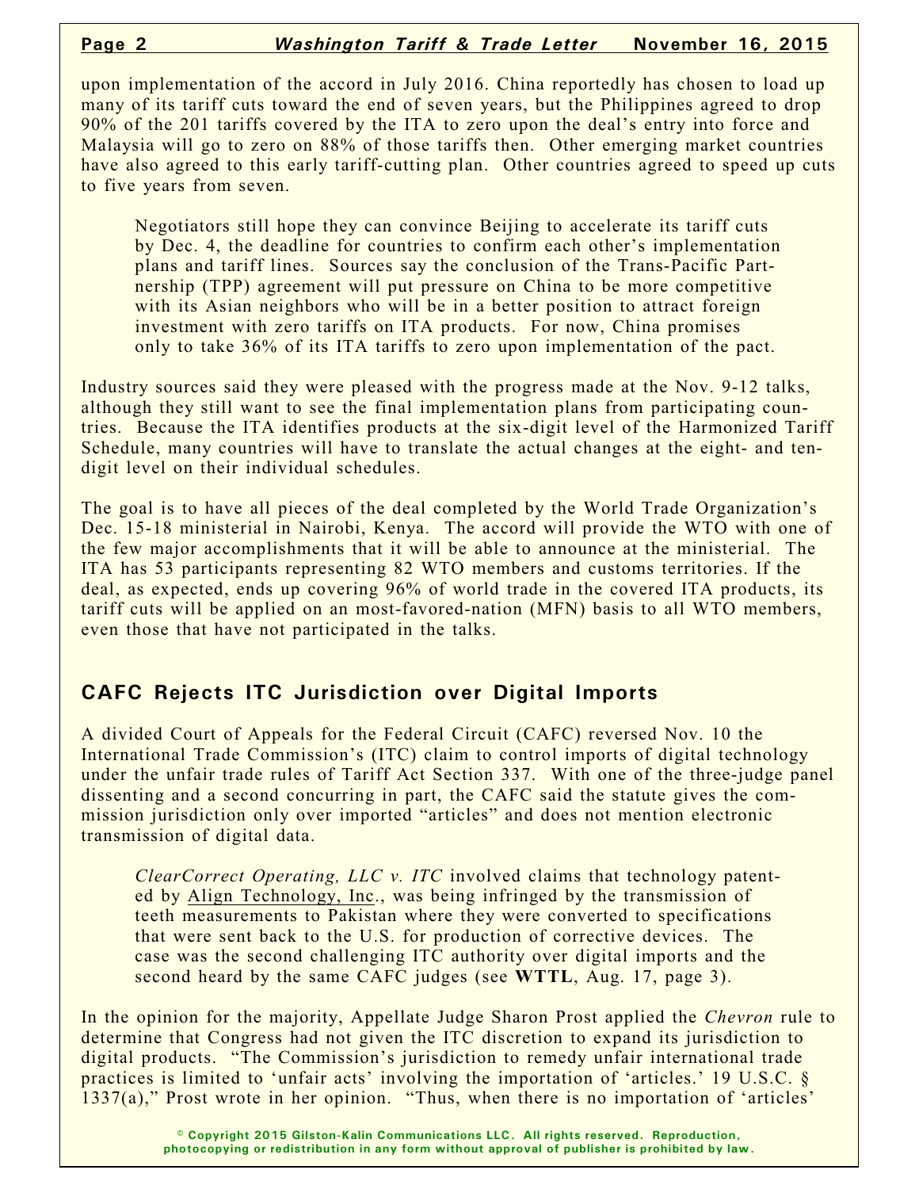upon implementation of the accord in July 2016. China reportedly has chosen to load up many of its tariff cuts toward the end of seven years, but the Philippines agreed to drop 90% of the 201 tariffs covered by the ITA to zero upon the deal's entry into force and Malaysia will go to zero on 88% of those tariffs then. Other emerging market countries have also agreed to this early tariff-cutting plan. Other countries agreed to speed up cuts to five years from seven.

> Negotiators still hope they can convince Beijing to accelerate its tariff cuts by Dec. 4, the deadline for countries to confirm each other's implementation plans and tariff lines. Sources say the conclusion of the Trans-Pacific Partnership (TPP) agreement will put pressure on China to be more competitive with its Asian neighbors who will be in a better position to attract foreign investment with zero tariffs on ITA products. For now, China promises only to take 36% of its ITA tariffs to zero upon implementation of the pact.

Industry sources said they were pleased with the progress made at the Nov. 9-12 talks, although they still want to see the final implementation plans from participating countries. Because the ITA identifies products at the six-digit level of the Harmonized Tariff Schedule, many countries will have to translate the actual changes at the eight- and ten-digit level on their individual schedules.

The goal is to have all pieces of the deal completed by the World Trade Organization's Dec. 15-18 ministerial in Nairobi, Kenya. The accord will provide the WTO with one of the few major accomplishments that it will be able to announce at the ministerial. The ITA has 53 participants representing 82 WTO members and customs territories. If the deal, as expected, ends up covering 96% of world trade in the covered ITA products, its tariff cuts will be applied on an most-favored-nation (MFN) basis to all WTO members, even those that have not participated in the talks.

## CAFC Rejects ITC Jurisdiction over Digital Imports

A divided Court of Appeals for the Federal Circuit (CAFC) reversed Nov. 10 the International Trade Commission's (ITC) claim to control imports of digital technology under the unfair trade rules of Tariff Act Section 337. With one of the three-judge panel dissenting and a second concurring in part, the CAFC said the statute gives the commission jurisdiction only over imported "articles" and does not mention electronic transmission of digital data.

> *ClearCorrect Operating, LLC v. ITC* involved claims that technology patented by Align Technology, Inc., was being infringed by the transmission of teeth measurements to Pakistan where they were converted to specifications that were sent back to the U.S. for production of corrective devices. The case was the second challenging ITC authority over digital imports and the second heard by the same CAFC judges (see **WTTL**, Aug. 17, page 3).

In the opinion for the majority, Appellate Judge Sharon Prost applied the *Chevron* rule to determine that Congress had not given the ITC discretion to expand its jurisdiction to digital products. "The Commission's jurisdiction to remedy unfair international trade practices is limited to 'unfair acts' involving the importation of 'articles.' 19 U.S.C. § 1337(a)," Prost wrote in her opinion. "Thus, when there is no importation of 'articles'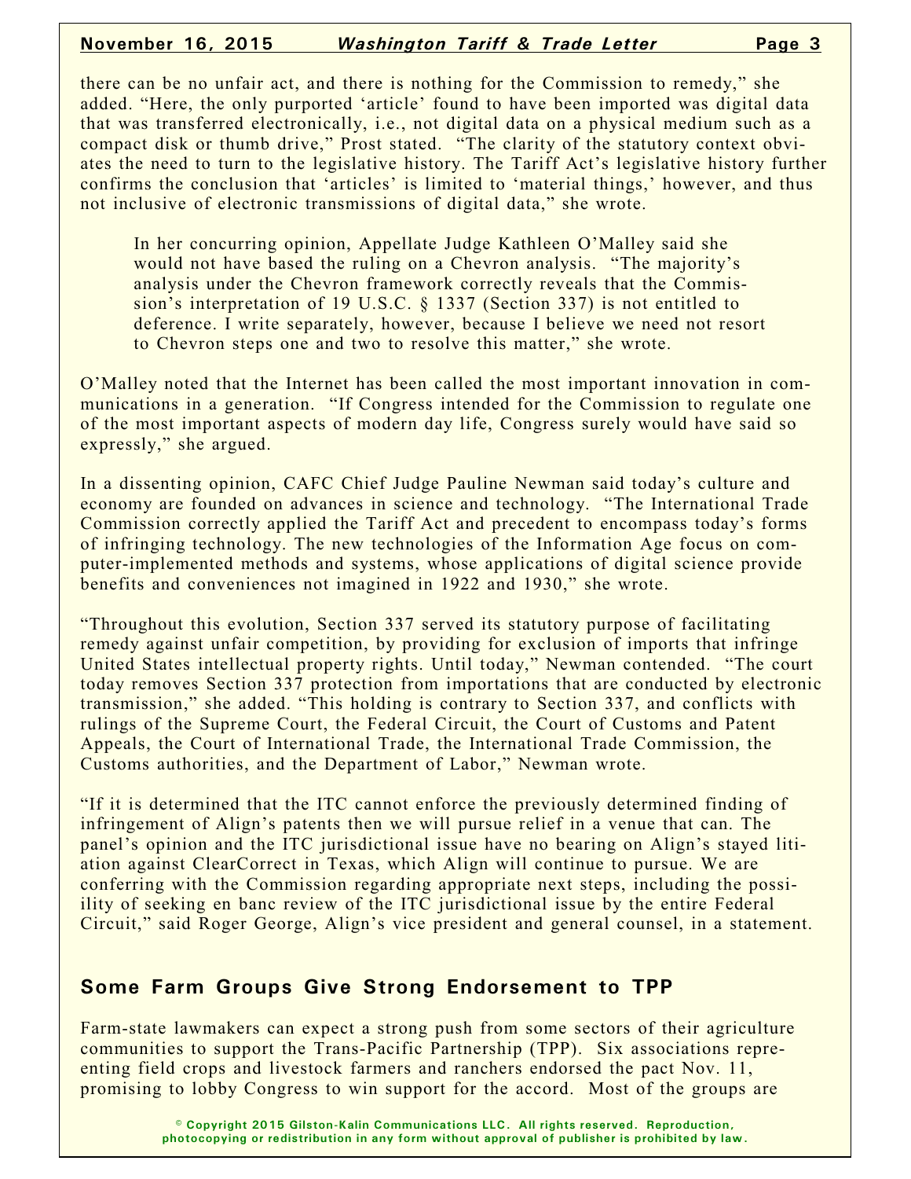there can be no unfair act, and there is nothing for the Commission to remedy," she added. "Here, the only purported 'article' found to have been imported was digital data that was transferred electronically, i.e., not digital data on a physical medium such as a compact disk or thumb drive," Prost stated. "The clarity of the statutory context obviates the need to turn to the legislative history. The Tariff Act's legislative history further confirms the conclusion that 'articles' is limited to 'material things,' however, and thus not inclusive of electronic transmissions of digital data," she wrote.

In her concurring opinion, Appellate Judge Kathleen O'Malley said she would not have based the ruling on a Chevron analysis. "The majority's analysis under the Chevron framework correctly reveals that the Commission's interpretation of 19 U.S.C. § 1337 (Section 337) is not entitled to deference. I write separately, however, because I believe we need not resort to Chevron steps one and two to resolve this matter," she wrote.

O'Malley noted that the Internet has been called the most important innovation in communications in a generation. "If Congress intended for the Commission to regulate one of the most important aspects of modern day life, Congress surely would have said so expressly," she argued.

In a dissenting opinion, CAFC Chief Judge Pauline Newman said today's culture and economy are founded on advances in science and technology. "The International Trade Commission correctly applied the Tariff Act and precedent to encompass today's forms of infringing technology. The new technologies of the Information Age focus on computer-implemented methods and systems, whose applications of digital science provide benefits and conveniences not imagined in 1922 and 1930," she wrote.

"Throughout this evolution, Section 337 served its statutory purpose of facilitating remedy against unfair competition, by providing for exclusion of imports that infringe United States intellectual property rights. Until today," Newman contended. "The court today removes Section 337 protection from importations that are conducted by electronic transmission," she added. "This holding is contrary to Section 337, and conflicts with rulings of the Supreme Court, the Federal Circuit, the Court of Customs and Patent Appeals, the Court of International Trade, the International Trade Commission, the Customs authorities, and the Department of Labor," Newman wrote.

"If it is determined that the ITC cannot enforce the previously determined finding of infringement of Align's patents then we will pursue relief in a venue that can. The panel's opinion and the ITC jurisdictional issue have no bearing on Align's stayed litigation against ClearCorrect in Texas, which Align will continue to pursue. We are conferring with the Commission regarding appropriate next steps, including the possibility of seeking en banc review of the ITC jurisdictional issue by the entire Federal Circuit," said Roger George, Align's vice president and general counsel, in a statement.

## Some Farm Groups Give Strong Endorsement to TPP

Farm-state lawmakers can expect a strong push from some sectors of their agriculture communities to support the Trans-Pacific Partnership (TPP). Six associations repreenting field crops and livestock farmers and ranchers endorsed the pact Nov. 11, promising to lobby Congress to win support for the accord. Most of the groups are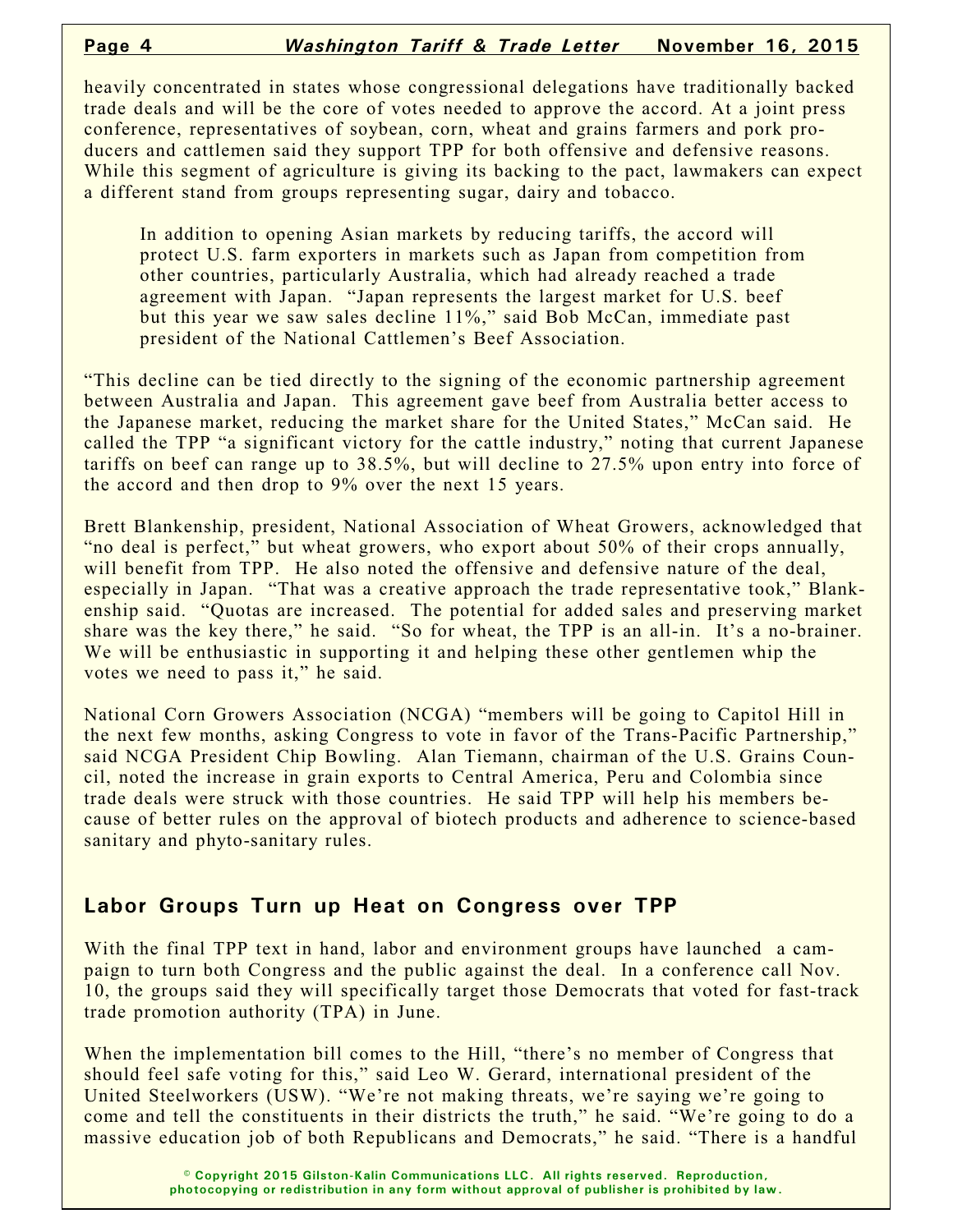heavily concentrated in states whose congressional delegations have traditionally backed trade deals and will be the core of votes needed to approve the accord. At a joint press conference, representatives of soybean, corn, wheat and grains farmers and pork producers and cattlemen said they support TPP for both offensive and defensive reasons. While this segment of agriculture is giving its backing to the pact, lawmakers can expect a different stand from groups representing sugar, dairy and tobacco.

In addition to opening Asian markets by reducing tariffs, the accord will protect U.S. farm exporters in markets such as Japan from competition from other countries, particularly Australia, which had already reached a trade agreement with Japan. "Japan represents the largest market for U.S. beef but this year we saw sales decline 11%," said Bob McCan, immediate past president of the National Cattlemen's Beef Association.

"This decline can be tied directly to the signing of the economic partnership agreement between Australia and Japan. This agreement gave beef from Australia better access to the Japanese market, reducing the market share for the United States," McCan said. He called the TPP "a significant victory for the cattle industry," noting that current Japanese tariffs on beef can range up to 38.5%, but will decline to 27.5% upon entry into force of the accord and then drop to 9% over the next 15 years.

Brett Blankenship, president, National Association of Wheat Growers, acknowledged that "no deal is perfect," but wheat growers, who export about 50% of their crops annually, will benefit from TPP. He also noted the offensive and defensive nature of the deal, especially in Japan. "That was a creative approach the trade representative took," Blankenship said. "Quotas are increased. The potential for added sales and preserving market share was the key there," he said. "So for wheat, the TPP is an all-in. It's a no-brainer. We will be enthusiastic in supporting it and helping these other gentlemen whip the votes we need to pass it," he said.

National Corn Growers Association (NCGA) "members will be going to Capitol Hill in the next few months, asking Congress to vote in favor of the Trans-Pacific Partnership," said NCGA President Chip Bowling. Alan Tiemann, chairman of the U.S. Grains Council, noted the increase in grain exports to Central America, Peru and Colombia since trade deals were struck with those countries. He said TPP will help his members because of better rules on the approval of biotech products and adherence to science-based sanitary and phyto-sanitary rules.

## Labor Groups Turn up Heat on Congress over TPP

With the final TPP text in hand, labor and environment groups have launched a campaign to turn both Congress and the public against the deal. In a conference call Nov. 10, the groups said they will specifically target those Democrats that voted for fast-track trade promotion authority (TPA) in June.

When the implementation bill comes to the Hill, "there's no member of Congress that should feel safe voting for this," said Leo W. Gerard, international president of the United Steelworkers (USW). "We're not making threats, we're saying we're going to come and tell the constituents in their districts the truth," he said. "We're going to do a massive education job of both Republicans and Democrats," he said. "There is a handful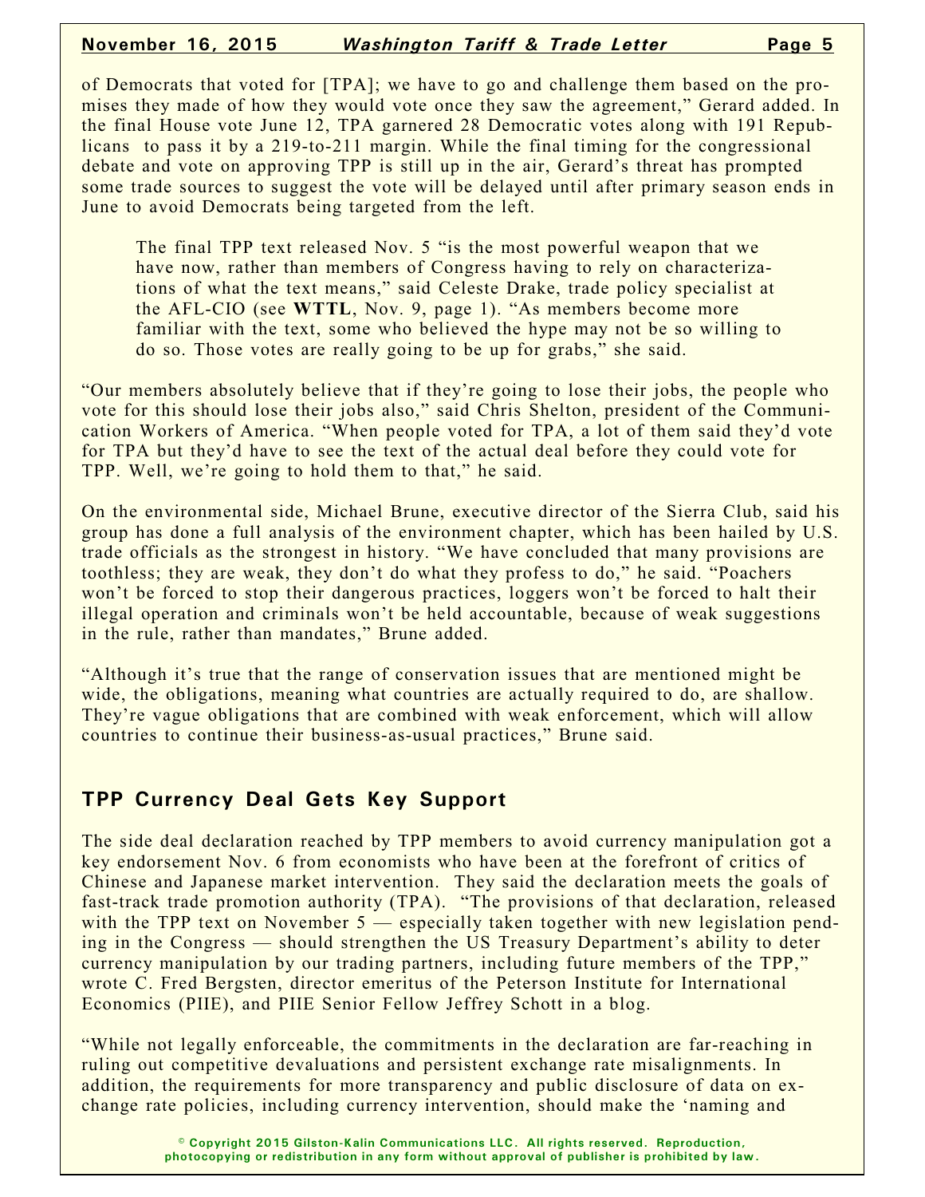of Democrats that voted for [TPA]; we have to go and challenge them based on the promises they made of how they would vote once they saw the agreement," Gerard added. In the final House vote June 12, TPA garnered 28 Democratic votes along with 191 Republicans to pass it by a 219-to-211 margin. While the final timing for the congressional debate and vote on approving TPP is still up in the air, Gerard's threat has prompted some trade sources to suggest the vote will be delayed until after primary season ends in June to avoid Democrats being targeted from the left.

> The final TPP text released Nov. 5 "is the most powerful weapon that we have now, rather than members of Congress having to rely on characterizations of what the text means," said Celeste Drake, trade policy specialist at the AFL-CIO (see **WTTL**, Nov. 9, page 1). "As members become more familiar with the text, some who believed the hype may not be so willing to do so. Those votes are really going to be up for grabs," she said.

"Our members absolutely believe that if they're going to lose their jobs, the people who vote for this should lose their jobs also," said Chris Shelton, president of the Communication Workers of America. "When people voted for TPA, a lot of them said they'd vote for TPA but they'd have to see the text of the actual deal before they could vote for TPP. Well, we're going to hold them to that," he said.

On the environmental side, Michael Brune, executive director of the Sierra Club, said his group has done a full analysis of the environment chapter, which has been hailed by U.S. trade officials as the strongest in history. "We have concluded that many provisions are toothless; they are weak, they don't do what they profess to do," he said. "Poachers won't be forced to stop their dangerous practices, loggers won't be forced to halt their illegal operation and criminals won't be held accountable, because of weak suggestions in the rule, rather than mandates," Brune added.

"Although it's true that the range of conservation issues that are mentioned might be wide, the obligations, meaning what countries are actually required to do, are shallow. They're vague obligations that are combined with weak enforcement, which will allow countries to continue their business-as-usual practices," Brune said.

## TPP Currency Deal Gets Key Support

The side deal declaration reached by TPP members to avoid currency manipulation got a key endorsement Nov. 6 from economists who have been at the forefront of critics of Chinese and Japanese market intervention. They said the declaration meets the goals of fast-track trade promotion authority (TPA). "The provisions of that declaration, released with the TPP text on November 5 — especially taken together with new legislation pending in the Congress — should strengthen the US Treasury Department's ability to deter currency manipulation by our trading partners, including future members of the TPP," wrote C. Fred Bergsten, director emeritus of the Peterson Institute for International Economics (PIIE), and PIIE Senior Fellow Jeffrey Schott in a blog.

"While not legally enforceable, the commitments in the declaration are far-reaching in ruling out competitive devaluations and persistent exchange rate misalignments. In addition, the requirements for more transparency and public disclosure of data on exchange rate policies, including currency intervention, should make the 'naming and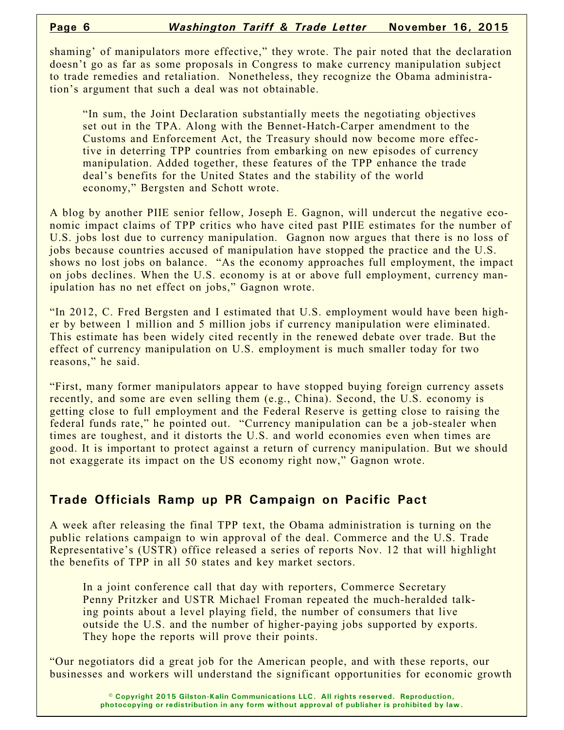shaming' of manipulators more effective," they wrote. The pair noted that the declaration doesn't go as far as some proposals in Congress to make currency manipulation subject to trade remedies and retaliation. Nonetheless, they recognize the Obama administration's argument that such a deal was not obtainable.

> "In sum, the Joint Declaration substantially meets the negotiating objectives set out in the TPA. Along with the Bennet-Hatch-Carper amendment to the Customs and Enforcement Act, the Treasury should now become more effective in deterring TPP countries from embarking on new episodes of currency manipulation. Added together, these features of the TPP enhance the trade deal's benefits for the United States and the stability of the world economy," Bergsten and Schott wrote.

A blog by another PIIE senior fellow, Joseph E. Gagnon, will undercut the negative economic impact claims of TPP critics who have cited past PIIE estimates for the number of U.S. jobs lost due to currency manipulation. Gagnon now argues that there is no loss of jobs because countries accused of manipulation have stopped the practice and the U.S. shows no lost jobs on balance. "As the economy approaches full employment, the impact on jobs declines. When the U.S. economy is at or above full employment, currency manipulation has no net effect on jobs," Gagnon wrote.

"In 2012, C. Fred Bergsten and I estimated that U.S. employment would have been higher by between 1 million and 5 million jobs if currency manipulation were eliminated. This estimate has been widely cited recently in the renewed debate over trade. But the effect of currency manipulation on U.S. employment is much smaller today for two reasons," he said.

"First, many former manipulators appear to have stopped buying foreign currency assets recently, and some are even selling them (e.g., China). Second, the U.S. economy is getting close to full employment and the Federal Reserve is getting close to raising the federal funds rate," he pointed out. "Currency manipulation can be a job-stealer when times are toughest, and it distorts the U.S. and world economies even when times are good. It is important to protect against a return of currency manipulation. But we should not exaggerate its impact on the US economy right now," Gagnon wrote.

## Trade Officials Ramp up PR Campaign on Pacific Pact

A week after releasing the final TPP text, the Obama administration is turning on the public relations campaign to win approval of the deal. Commerce and the U.S. Trade Representative's (USTR) office released a series of reports Nov. 12 that will highlight the benefits of TPP in all 50 states and key market sectors.

> In a joint conference call that day with reporters, Commerce Secretary Penny Pritzker and USTR Michael Froman repeated the much-heralded talking points about a level playing field, the number of consumers that live outside the U.S. and the number of higher-paying jobs supported by exports. They hope the reports will prove their points.

"Our negotiators did a great job for the American people, and with these reports, our businesses and workers will understand the significant opportunities for economic growth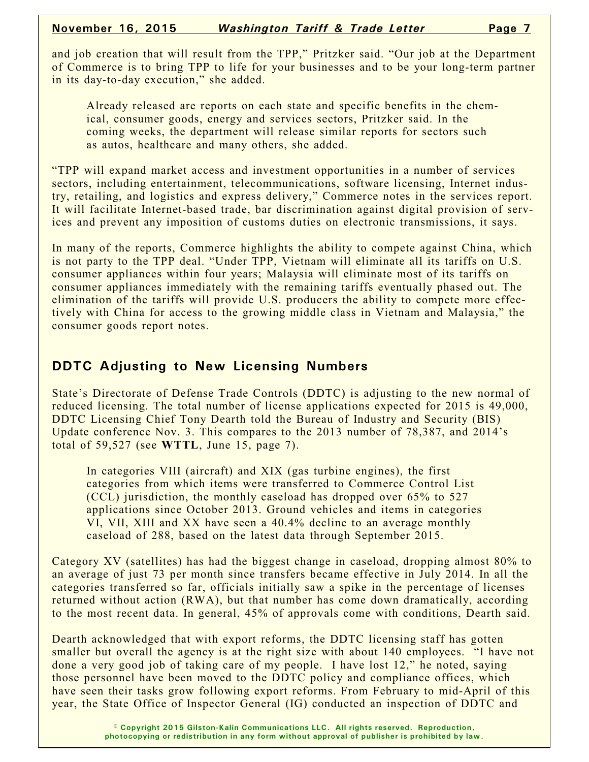and job creation that will result from the TPP," Pritzker said. "Our job at the Department of Commerce is to bring TPP to life for your businesses and to be your long-term partner in its day-to-day execution," she added.

Already released are reports on each state and specific benefits in the chemical, consumer goods, energy and services sectors, Pritzker said. In the coming weeks, the department will release similar reports for sectors such as autos, healthcare and many others, she added.

"TPP will expand market access and investment opportunities in a number of services sectors, including entertainment, telecommunications, software licensing, Internet industry, retailing, and logistics and express delivery," Commerce notes in the services report. It will facilitate Internet-based trade, bar discrimination against digital provision of services and prevent any imposition of customs duties on electronic transmissions, it says.

In many of the reports, Commerce highlights the ability to compete against China, which is not party to the TPP deal. "Under TPP, Vietnam will eliminate all its tariffs on U.S. consumer appliances within four years; Malaysia will eliminate most of its tariffs on consumer appliances immediately with the remaining tariffs eventually phased out. The elimination of the tariffs will provide U.S. producers the ability to compete more effectively with China for access to the growing middle class in Vietnam and Malaysia," the consumer goods report notes.

## DDTC Adjusting to New Licensing Numbers

State's Directorate of Defense Trade Controls (DDTC) is adjusting to the new normal of reduced licensing. The total number of license applications expected for 2015 is 49,000, DDTC Licensing Chief Tony Dearth told the Bureau of Industry and Security (BIS) Update conference Nov. 3. This compares to the 2013 number of 78,387, and 2014's total of 59,527 (see **WTTL**, June 15, page 7).

In categories VIII (aircraft) and XIX (gas turbine engines), the first categories from which items were transferred to Commerce Control List (CCL) jurisdiction, the monthly caseload has dropped over 65% to 527 applications since October 2013. Ground vehicles and items in categories VI, VII, XIII and XX have seen a 40.4% decline to an average monthly caseload of 288, based on the latest data through September 2015.

Category XV (satellites) has had the biggest change in caseload, dropping almost 80% to an average of just 73 per month since transfers became effective in July 2014. In all the categories transferred so far, officials initially saw a spike in the percentage of licenses returned without action (RWA), but that number has come down dramatically, according to the most recent data. In general, 45% of approvals come with conditions, Dearth said.

Dearth acknowledged that with export reforms, the DDTC licensing staff has gotten smaller but overall the agency is at the right size with about 140 employees. "I have not done a very good job of taking care of my people. I have lost 12," he noted, saying those personnel have been moved to the DDTC policy and compliance offices, which have seen their tasks grow following export reforms. From February to mid-April of this year, the State Office of Inspector General (IG) conducted an inspection of DDTC and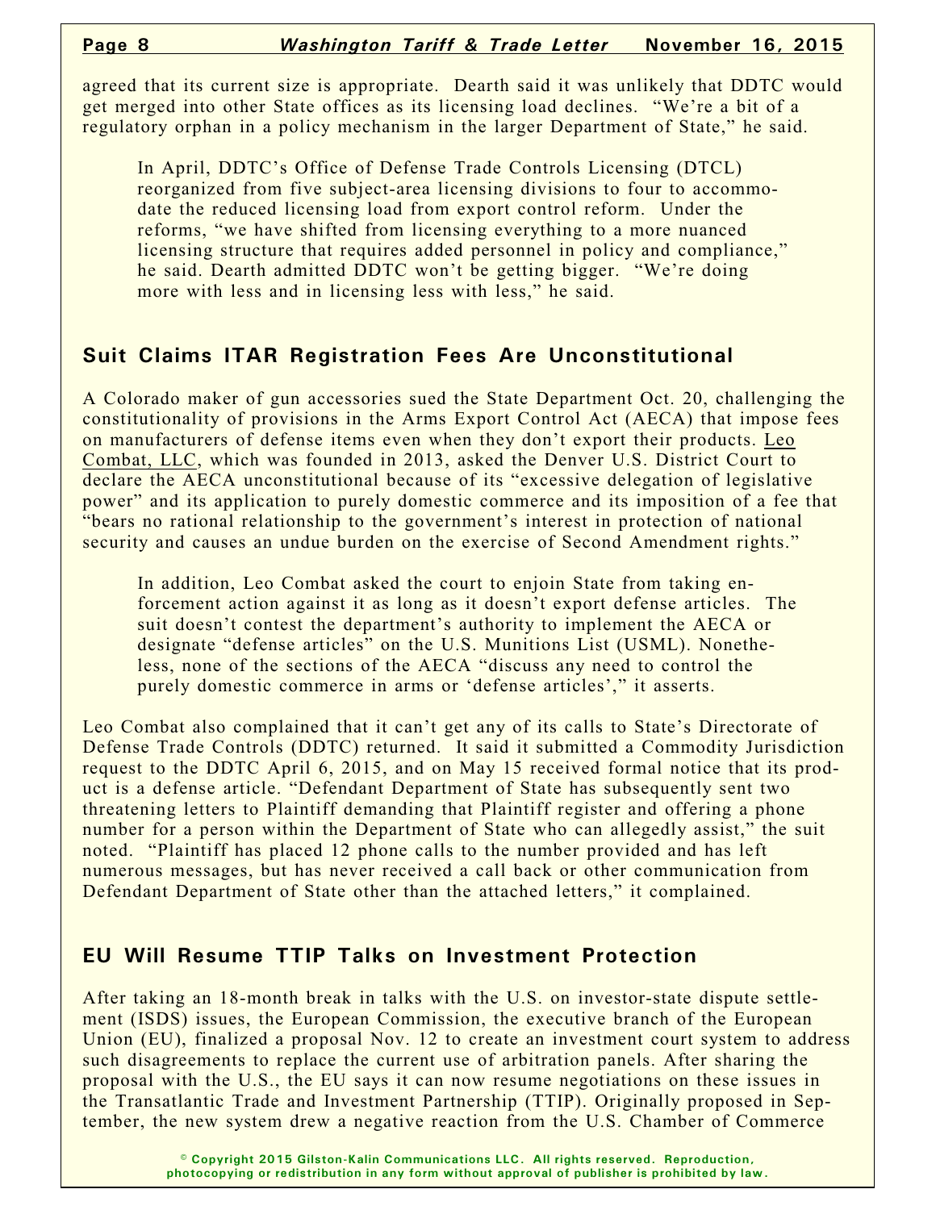agreed that its current size is appropriate. Dearth said it was unlikely that DDTC would get merged into other State offices as its licensing load declines. "We're a bit of a regulatory orphan in a policy mechanism in the larger Department of State," he said.

In April, DDTC's Office of Defense Trade Controls Licensing (DTCL) reorganized from five subject-area licensing divisions to four to accommodate the reduced licensing load from export control reform. Under the reforms, "we have shifted from licensing everything to a more nuanced licensing structure that requires added personnel in policy and compliance," he said. Dearth admitted DDTC won't be getting bigger. "We're doing more with less and in licensing less with less," he said.

## Suit Claims ITAR Registration Fees Are Unconstitutional

A Colorado maker of gun accessories sued the State Department Oct. 20, challenging the constitutionality of provisions in the Arms Export Control Act (AECA) that impose fees on manufacturers of defense items even when they don't export their products. Leo Combat, LLC, which was founded in 2013, asked the Denver U.S. District Court to declare the AECA unconstitutional because of its "excessive delegation of legislative power" and its application to purely domestic commerce and its imposition of a fee that "bears no rational relationship to the government's interest in protection of national security and causes an undue burden on the exercise of Second Amendment rights."

In addition, Leo Combat asked the court to enjoin State from taking enforcement action against it as long as it doesn't export defense articles. The suit doesn't contest the department's authority to implement the AECA or designate "defense articles" on the U.S. Munitions List (USML). Nonetheless, none of the sections of the AECA "discuss any need to control the purely domestic commerce in arms or 'defense articles'," it asserts.

Leo Combat also complained that it can't get any of its calls to State's Directorate of Defense Trade Controls (DDTC) returned. It said it submitted a Commodity Jurisdiction request to the DDTC April 6, 2015, and on May 15 received formal notice that its product is a defense article. "Defendant Department of State has subsequently sent two threatening letters to Plaintiff demanding that Plaintiff register and offering a phone number for a person within the Department of State who can allegedly assist," the suit noted. "Plaintiff has placed 12 phone calls to the number provided and has left numerous messages, but has never received a call back or other communication from Defendant Department of State other than the attached letters," it complained.

## EU Will Resume TTIP Talks on Investment Protection

After taking an 18-month break in talks with the U.S. on investor-state dispute settlement (ISDS) issues, the European Commission, the executive branch of the European Union (EU), finalized a proposal Nov. 12 to create an investment court system to address such disagreements to replace the current use of arbitration panels. After sharing the proposal with the U.S., the EU says it can now resume negotiations on these issues in the Transatlantic Trade and Investment Partnership (TTIP). Originally proposed in September, the new system drew a negative reaction from the U.S. Chamber of Commerce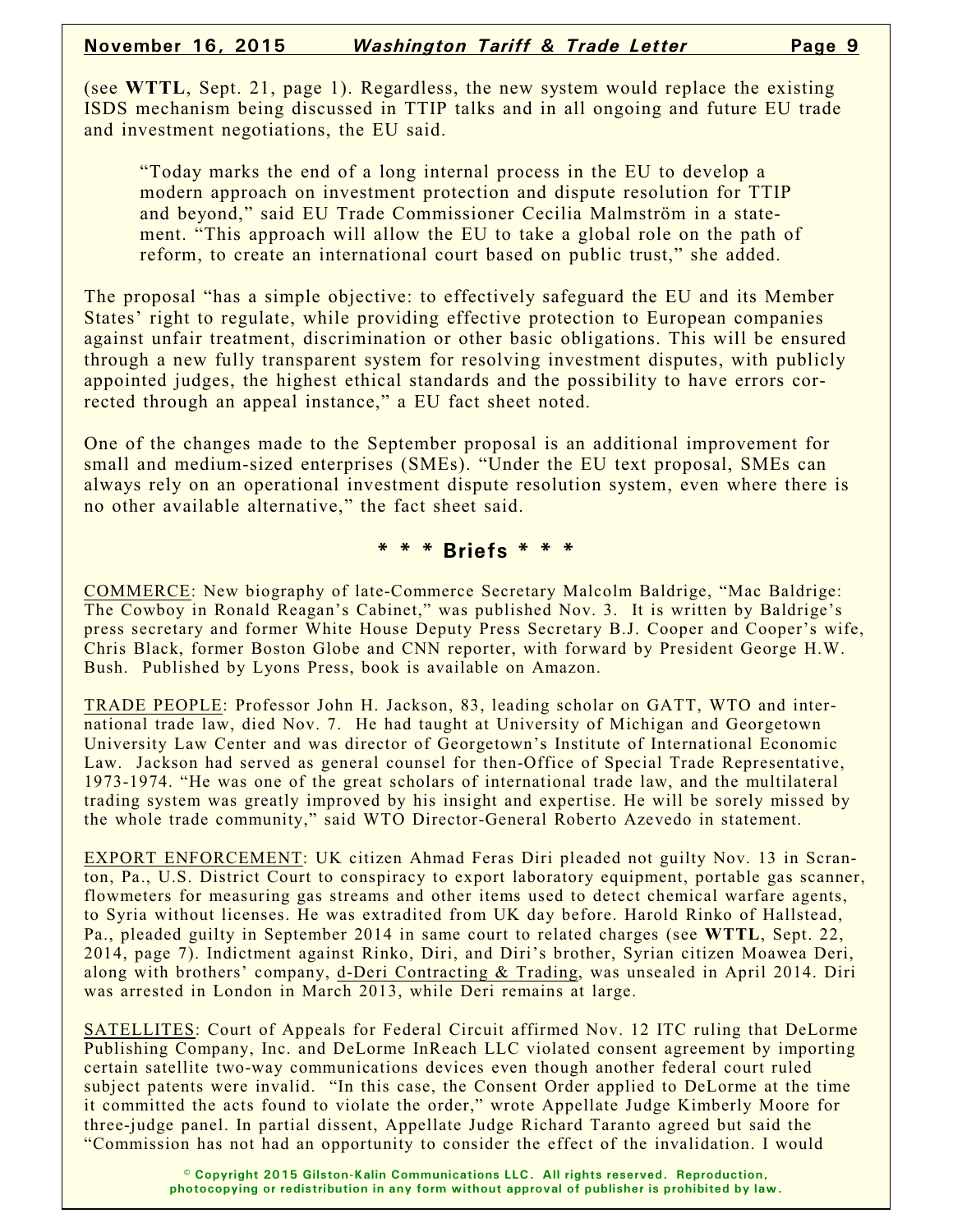(see **WTTL**, Sept. 21, page 1). Regardless, the new system would replace the existing ISDS mechanism being discussed in TTIP talks and in all ongoing and future EU trade and investment negotiations, the EU said.

> "Today marks the end of a long internal process in the EU to develop a modern approach on investment protection and dispute resolution for TTIP and beyond," said EU Trade Commissioner Cecilia Malmström in a statement. "This approach will allow the EU to take a global role on the path of reform, to create an international court based on public trust," she added.

The proposal "has a simple objective: to effectively safeguard the EU and its Member States' right to regulate, while providing effective protection to European companies against unfair treatment, discrimination or other basic obligations. This will be ensured through a new fully transparent system for resolving investment disputes, with publicly appointed judges, the highest ethical standards and the possibility to have errors corrected through an appeal instance," a EU fact sheet noted.

One of the changes made to the September proposal is an additional improvement for small and medium-sized enterprises (SMEs). "Under the EU text proposal, SMEs can always rely on an operational investment dispute resolution system, even where there is no other available alternative," the fact sheet said.

## * * * Briefs * * *

COMMERCE: New biography of late-Commerce Secretary Malcolm Baldrige, "Mac Baldrige: The Cowboy in Ronald Reagan's Cabinet," was published Nov. 3. It is written by Baldrige's press secretary and former White House Deputy Press Secretary B.J. Cooper and Cooper's wife, Chris Black, former Boston Globe and CNN reporter, with forward by President George H.W. Bush. Published by Lyons Press, book is available on Amazon.

TRADE PEOPLE: Professor John H. Jackson, 83, leading scholar on GATT, WTO and international trade law, died Nov. 7. He had taught at University of Michigan and Georgetown University Law Center and was director of Georgetown's Institute of International Economic Law. Jackson had served as general counsel for then-Office of Special Trade Representative, 1973-1974. "He was one of the great scholars of international trade law, and the multilateral trading system was greatly improved by his insight and expertise. He will be sorely missed by the whole trade community," said WTO Director-General Roberto Azevedo in statement.

EXPORT ENFORCEMENT: UK citizen Ahmad Feras Diri pleaded not guilty Nov. 13 in Scranton, Pa., U.S. District Court to conspiracy to export laboratory equipment, portable gas scanner, flowmeters for measuring gas streams and other items used to detect chemical warfare agents, to Syria without licenses. He was extradited from UK day before. Harold Rinko of Hallstead, Pa., pleaded guilty in September 2014 in same court to related charges (see **WTTL**, Sept. 22, 2014, page 7). Indictment against Rinko, Diri, and Diri's brother, Syrian citizen Moawea Deri, along with brothers' company, d-Deri Contracting & Trading, was unsealed in April 2014. Diri was arrested in London in March 2013, while Deri remains at large.

SATELLITES: Court of Appeals for Federal Circuit affirmed Nov. 12 ITC ruling that DeLorme Publishing Company, Inc. and DeLorme InReach LLC violated consent agreement by importing certain satellite two-way communications devices even though another federal court ruled subject patents were invalid. "In this case, the Consent Order applied to DeLorme at the time it committed the acts found to violate the order," wrote Appellate Judge Kimberly Moore for three-judge panel. In partial dissent, Appellate Judge Richard Taranto agreed but said the "Commission has not had an opportunity to consider the effect of the invalidation. I would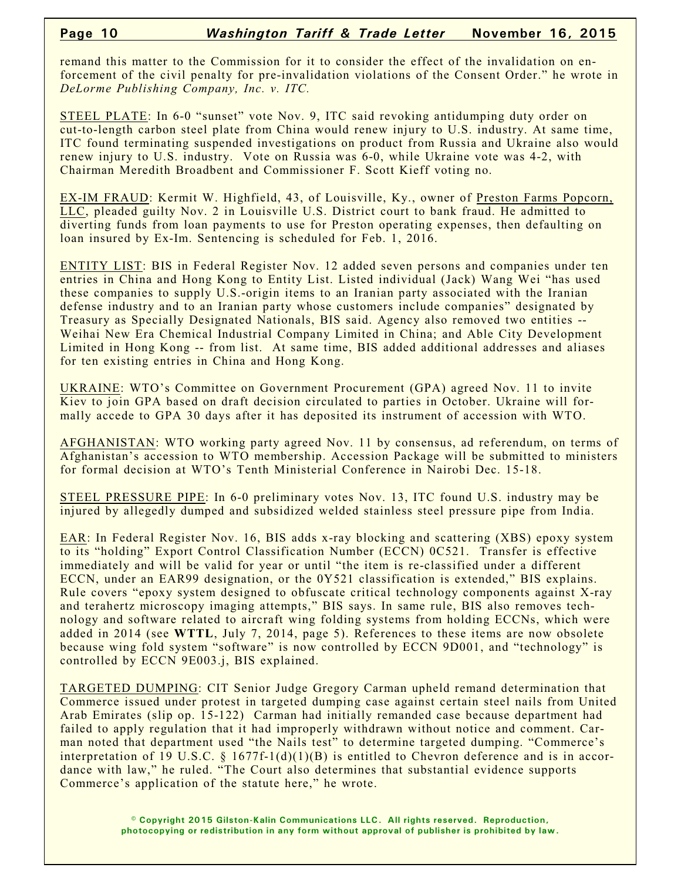remand this matter to the Commission for it to consider the effect of the invalidation on enforcement of the civil penalty for pre-invalidation violations of the Consent Order." he wrote in *DeLorme Publishing Company, Inc. v. ITC.*

STEEL PLATE: In 6-0 "sunset" vote Nov. 9, ITC said revoking antidumping duty order on cut-to-length carbon steel plate from China would renew injury to U.S. industry. At same time, ITC found terminating suspended investigations on product from Russia and Ukraine also would renew injury to U.S. industry. Vote on Russia was 6-0, while Ukraine vote was 4-2, with Chairman Meredith Broadbent and Commissioner F. Scott Kieff voting no.

EX-IM FRAUD: Kermit W. Highfield, 43, of Louisville, Ky., owner of Preston Farms Popcorn, LLC, pleaded guilty Nov. 2 in Louisville U.S. District court to bank fraud. He admitted to diverting funds from loan payments to use for Preston operating expenses, then defaulting on loan insured by Ex-Im. Sentencing is scheduled for Feb. 1, 2016.

ENTITY LIST: BIS in Federal Register Nov. 12 added seven persons and companies under ten entries in China and Hong Kong to Entity List. Listed individual (Jack) Wang Wei "has used these companies to supply U.S.-origin items to an Iranian party associated with the Iranian defense industry and to an Iranian party whose customers include companies" designated by Treasury as Specially Designated Nationals, BIS said. Agency also removed two entities -- Weihai New Era Chemical Industrial Company Limited in China; and Able City Development Limited in Hong Kong -- from list. At same time, BIS added additional addresses and aliases for ten existing entries in China and Hong Kong.

UKRAINE: WTO's Committee on Government Procurement (GPA) agreed Nov. 11 to invite Kiev to join GPA based on draft decision circulated to parties in October. Ukraine will formally accede to GPA 30 days after it has deposited its instrument of accession with WTO.

AFGHANISTAN: WTO working party agreed Nov. 11 by consensus, ad referendum, on terms of Afghanistan's accession to WTO membership. Accession Package will be submitted to ministers for formal decision at WTO's Tenth Ministerial Conference in Nairobi Dec. 15-18.

STEEL PRESSURE PIPE: In 6-0 preliminary votes Nov. 13, ITC found U.S. industry may be injured by allegedly dumped and subsidized welded stainless steel pressure pipe from India.

EAR: In Federal Register Nov. 16, BIS adds x-ray blocking and scattering (XBS) epoxy system to its "holding" Export Control Classification Number (ECCN) 0C521. Transfer is effective immediately and will be valid for year or until "the item is re-classified under a different ECCN, under an EAR99 designation, or the 0Y521 classification is extended," BIS explains. Rule covers "epoxy system designed to obfuscate critical technology components against X-ray and terahertz microscopy imaging attempts," BIS says. In same rule, BIS also removes technology and software related to aircraft wing folding systems from holding ECCNs, which were added in 2014 (see **WTTL**, July 7, 2014, page 5). References to these items are now obsolete because wing fold system "software" is now controlled by ECCN 9D001, and "technology" is controlled by ECCN 9E003.j, BIS explained.

TARGETED DUMPING: CIT Senior Judge Gregory Carman upheld remand determination that Commerce issued under protest in targeted dumping case against certain steel nails from United Arab Emirates (slip op. 15-122) Carman had initially remanded case because department had failed to apply regulation that it had improperly withdrawn without notice and comment. Carman noted that department used "the Nails test" to determine targeted dumping. "Commerce's interpretation of 19 U.S.C. § 1677f-1(d)(1)(B) is entitled to Chevron deference and is in accordance with law," he ruled. "The Court also determines that substantial evidence supports Commerce's application of the statute here," he wrote.

**© Copyright 2015 Gilston-Kalin Communications LLC. All rights reserved. Reproduction, photocopying or redistribution in any form without approval of publisher is prohibited by law.**